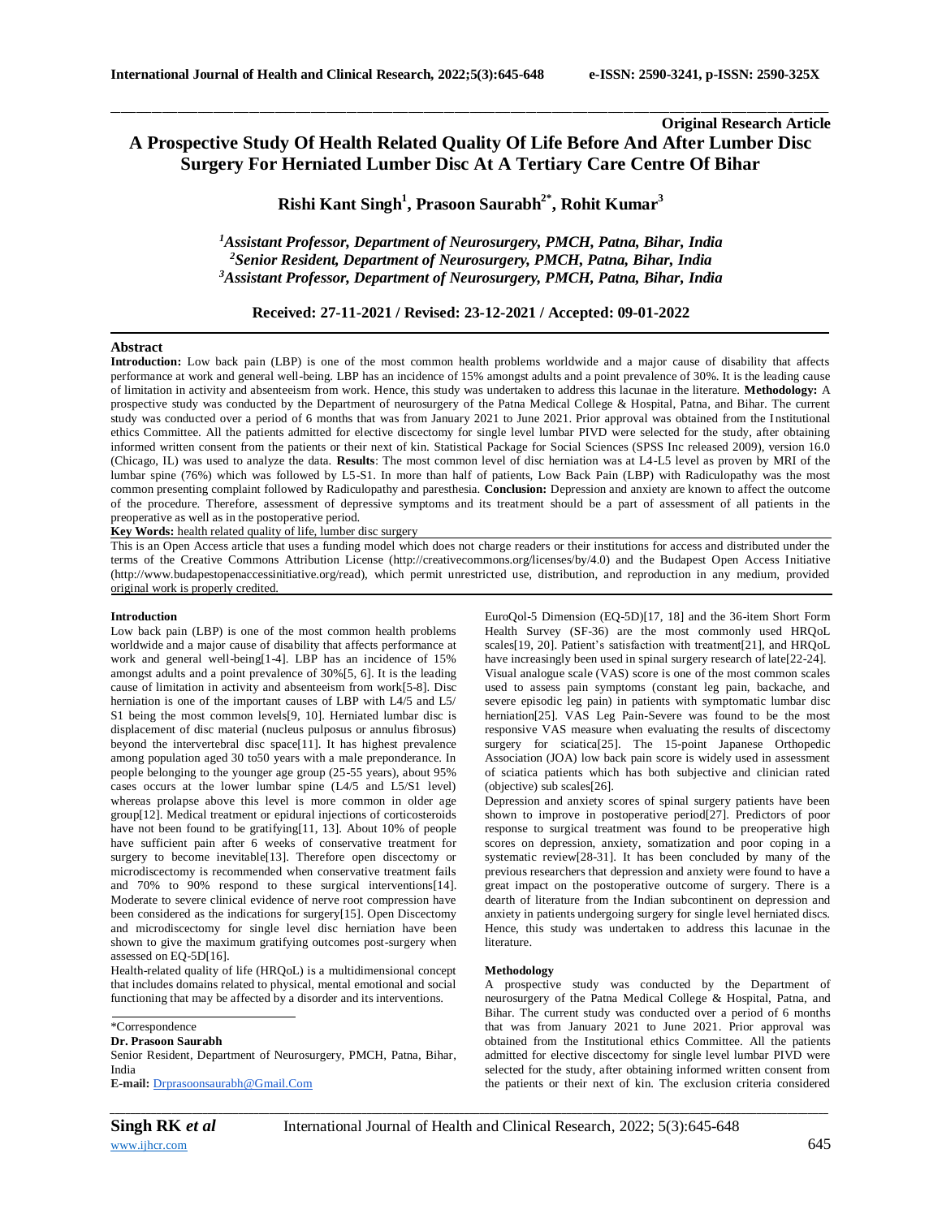**Original Research Article**

# A Prospective Study Of Health Related Quality Of Life Before And After Lumber Disc Surgery For Herniated Lumber Disc At A Tertiary Care Centre Of Bihar

**Rishi Kant Singh[1], Prasoon Saurabh[2*], Rohit Kumar[3]**

*[1]Assistant Professor, Department of Neurosurgery, PMCH, Patna, Bihar, India*
*[2]Senior Resident, Department of Neurosurgery, PMCH, Patna, Bihar, India*
*[3]Assistant Professor, Department of Neurosurgery, PMCH, Patna, Bihar, India*

**Received: 27-11-2021 / Revised: 23-12-2021 / Accepted: 09-01-2022**

## Abstract

**Introduction:** Low back pain (LBP) is one of the most common health problems worldwide and a major cause of disability that affects performance at work and general well-being. LBP has an incidence of 15% amongst adults and a point prevalence of 30%. It is the leading cause of limitation in activity and absenteeism from work. Hence, this study was undertaken to address this lacunae in the literature. **Methodology:** A prospective study was conducted by the Department of neurosurgery of the Patna Medical College & Hospital, Patna, and Bihar. The current study was conducted over a period of 6 months that was from January 2021 to June 2021. Prior approval was obtained from the Institutional ethics Committee. All the patients admitted for elective discectomy for single level lumbar PIVD were selected for the study, after obtaining informed written consent from the patients or their next of kin. Statistical Package for Social Sciences (SPSS Inc released 2009), version 16.0 (Chicago, IL) was used to analyze the data. **Results**: The most common level of disc herniation was at L4-L5 level as proven by MRI of the lumbar spine (76%) which was followed by L5-S1. In more than half of patients, Low Back Pain (LBP) with Radiculopathy was the most common presenting complaint followed by Radiculopathy and paresthesia. **Conclusion:** Depression and anxiety are known to affect the outcome of the procedure. Therefore, assessment of depressive symptoms and its treatment should be a part of assessment of all patients in the preoperative as well as in the postoperative period.

**Key Words:** health related quality of life, lumber disc surgery

This is an Open Access article that uses a funding model which does not charge readers or their institutions for access and distributed under the terms of the Creative Commons Attribution License (http://creativecommons.org/licenses/by/4.0) and the Budapest Open Access Initiative (http://www.budapestopenaccessinitiative.org/read), which permit unrestricted use, distribution, and reproduction in any medium, provided original work is properly credited.

## Introduction

Low back pain (LBP) is one of the most common health problems worldwide and a major cause of disability that affects performance at work and general well-being[1-4]. LBP has an incidence of 15% amongst adults and a point prevalence of 30%[5, 6]. It is the leading cause of limitation in activity and absenteeism from work[5-8]. Disc herniation is one of the important causes of LBP with L4/5 and L5/S1 being the most common levels[9, 10]. Herniated lumbar disc is displacement of disc material (nucleus pulposus or annulus fibrosus) beyond the intervertebral disc space[11]. It has highest prevalence among population aged 30 to50 years with a male preponderance. In people belonging to the younger age group (25-55 years), about 95% cases occurs at the lower lumbar spine (L4/5 and L5/S1 level) whereas prolapse above this level is more common in older age group[12]. Medical treatment or epidural injections of corticosteroids have not been found to be gratifying[11, 13]. About 10% of people have sufficient pain after 6 weeks of conservative treatment for surgery to become inevitable[13]. Therefore open discectomy or microdiscectomy is recommended when conservative treatment fails and 70% to 90% respond to these surgical interventions[14]. Moderate to severe clinical evidence of nerve root compression have been considered as the indications for surgery[15]. Open Discectomy and microdiscectomy for single level disc herniation have been shown to give the maximum gratifying outcomes post-surgery when assessed on EQ-5D[16].

Health-related quality of life (HRQoL) is a multidimensional concept that includes domains related to physical, mental emotional and social functioning that may be affected by a disorder and its interventions. EuroQol-5 Dimension (EQ-5D)[17, 18] and the 36-item Short Form Health Survey (SF-36) are the most commonly used HRQoL scales[19, 20]. Patient's satisfaction with treatment[21], and HRQoL have increasingly been used in spinal surgery research of late[22-24]. Visual analogue scale (VAS) score is one of the most common scales used to assess pain symptoms (constant leg pain, backache, and severe episodic leg pain) in patients with symptomatic lumbar disc herniation[25]. VAS Leg Pain-Severe was found to be the most responsive VAS measure when evaluating the results of discectomy surgery for sciatica[25]. The 15-point Japanese Orthopedic Association (JOA) low back pain score is widely used in assessment of sciatica patients which has both subjective and clinician rated (objective) sub scales[26].

Depression and anxiety scores of spinal surgery patients have been shown to improve in postoperative period[27]. Predictors of poor response to surgical treatment was found to be preoperative high scores on depression, anxiety, somatization and poor coping in a systematic review[28-31]. It has been concluded by many of the previous researchers that depression and anxiety were found to have a great impact on the postoperative outcome of surgery. There is a dearth of literature from the Indian subcontinent on depression and anxiety in patients undergoing surgery for single level herniated discs. Hence, this study was undertaken to address this lacunae in the literature.

## Methodology

A prospective study was conducted by the Department of neurosurgery of the Patna Medical College & Hospital, Patna, and Bihar. The current study was conducted over a period of 6 months that was from January 2021 to June 2021. Prior approval was obtained from the Institutional ethics Committee. All the patients admitted for elective discectomy for single level lumbar PIVD were selected for the study, after obtaining informed written consent from the patients or their next of kin. The exclusion criteria considered

\*Correspondence
**Dr. Prasoon Saurabh**
Senior Resident, Department of Neurosurgery, PMCH, Patna, Bihar, India
**E-mail:** Drprasoonsaurabh@Gmail.Com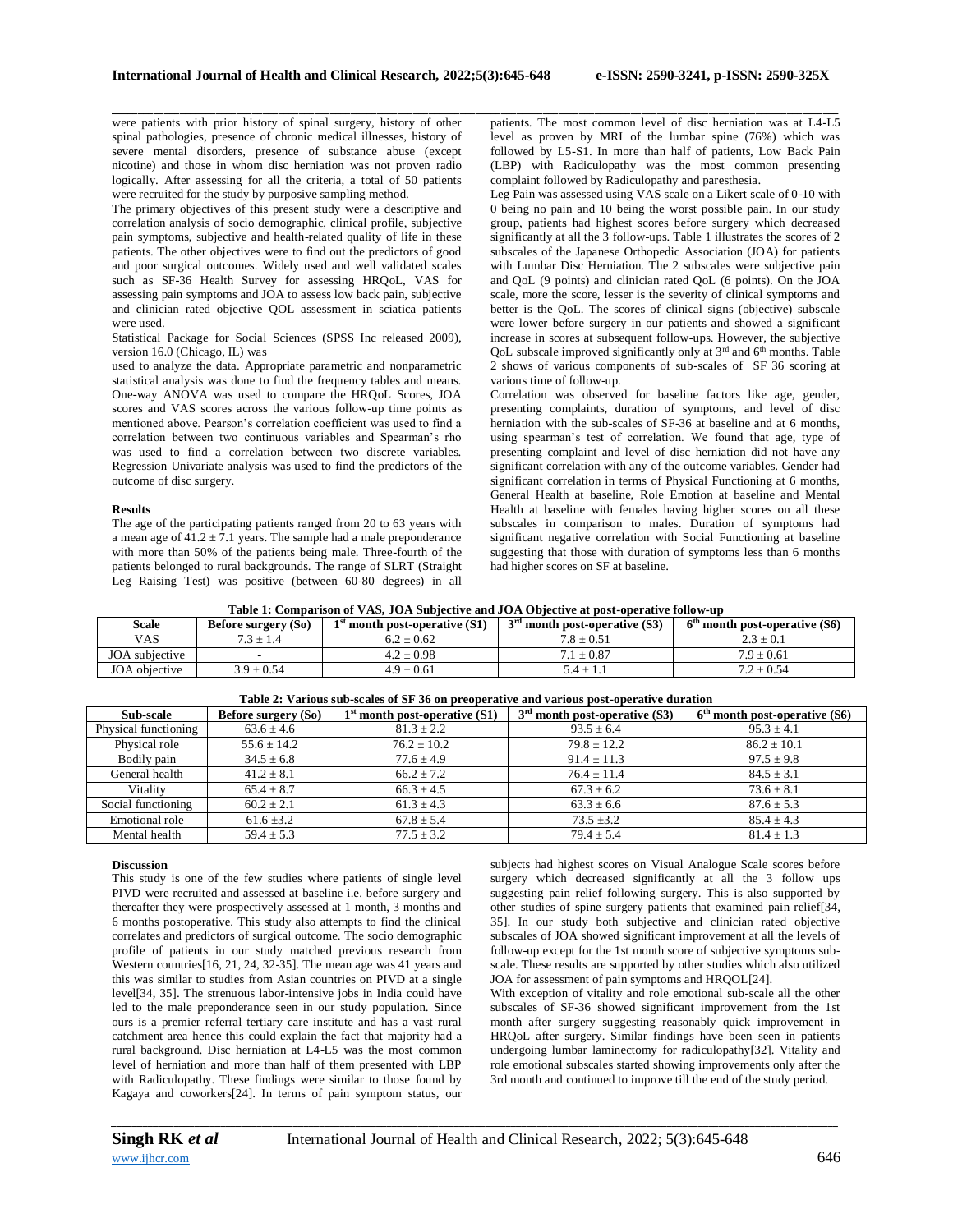were patients with prior history of spinal surgery, history of other spinal pathologies, presence of chronic medical illnesses, history of severe mental disorders, presence of substance abuse (except nicotine) and those in whom disc herniation was not proven radio logically. After assessing for all the criteria, a total of 50 patients were recruited for the study by purposive sampling method.

The primary objectives of this present study were a descriptive and correlation analysis of socio demographic, clinical profile, subjective pain symptoms, subjective and health-related quality of life in these patients. The other objectives were to find out the predictors of good and poor surgical outcomes. Widely used and well validated scales such as SF-36 Health Survey for assessing HRQoL, VAS for assessing pain symptoms and JOA to assess low back pain, subjective and clinician rated objective QOL assessment in sciatica patients were used.

Statistical Package for Social Sciences (SPSS Inc released 2009), version 16.0 (Chicago, IL) was

used to analyze the data. Appropriate parametric and nonparametric statistical analysis was done to find the frequency tables and means. One-way ANOVA was used to compare the HRQoL Scores, JOA scores and VAS scores across the various follow-up time points as mentioned above. Pearson's correlation coefficient was used to find a correlation between two continuous variables and Spearman's rho was used to find a correlation between two discrete variables. Regression Univariate analysis was used to find the predictors of the outcome of disc surgery.

### Results

The age of the participating patients ranged from 20 to 63 years with a mean age of $41.2 \pm 7.1$ years. The sample had a male preponderance with more than 50% of the patients being male. Three-fourth of the patients belonged to rural backgrounds. The range of SLRT (Straight Leg Raising Test) was positive (between 60-80 degrees) in all patients. The most common level of disc herniation was at L4-L5 level as proven by MRI of the lumbar spine (76%) which was followed by L5-S1. In more than half of patients, Low Back Pain (LBP) with Radiculopathy was the most common presenting complaint followed by Radiculopathy and paresthesia.

Leg Pain was assessed using VAS scale on a Likert scale of 0-10 with 0 being no pain and 10 being the worst possible pain. In our study group, patients had highest scores before surgery which decreased significantly at all the 3 follow-ups. Table 1 illustrates the scores of 2 subscales of the Japanese Orthopedic Association (JOA) for patients with Lumbar Disc Herniation. The 2 subscales were subjective pain and QoL (9 points) and clinician rated QoL (6 points). On the JOA scale, more the score, lesser is the severity of clinical symptoms and better is the QoL. The scores of clinical signs (objective) subscale were lower before surgery in our patients and showed a significant increase in scores at subsequent follow-ups. However, the subjective QoL subscale improved significantly only at 3rd and 6th months. Table 2 shows of various components of sub-scales of SF 36 scoring at various time of follow-up.

Correlation was observed for baseline factors like age, gender, presenting complaints, duration of symptoms, and level of disc herniation with the sub-scales of SF-36 at baseline and at 6 months, using spearman's test of correlation. We found that age, type of presenting complaint and level of disc herniation did not have any significant correlation with any of the outcome variables. Gender had significant correlation in terms of Physical Functioning at 6 months, General Health at baseline, Role Emotion at baseline and Mental Health at baseline with females having higher scores on all these subscales in comparison to males. Duration of symptoms had significant negative correlation with Social Functioning at baseline suggesting that those with duration of symptoms less than 6 months had higher scores on SF at baseline.

**Table 1: Comparison of VAS, JOA Subjective and JOA Objective at post-operative follow-up**

| Scale | Before surgery (So) | 1st month post-operative (S1) | 3rd month post-operative (S3) | 6th month post-operative (S6) |
|---|---|---|---|---|
| VAS | $7.3 \pm 1.4$ | $6.2 \pm 0.62$ | $7.8 \pm 0.51$ | $2.3 \pm 0.1$ |
| JOA subjective | - | $4.2 \pm 0.98$ | $7.1 \pm 0.87$ | $7.9 \pm 0.61$ |
| JOA objective | $3.9 \pm 0.54$ | $4.9 \pm 0.61$ | $5.4 \pm 1.1$ | $7.2 \pm 0.54$ |

**Table 2: Various sub-scales of SF 36 on preoperative and various post-operative duration**

| Sub-scale | Before surgery (So) | 1st month post-operative (S1) | 3rd month post-operative (S3) | 6th month post-operative (S6) |
|---|---|---|---|---|
| Physical functioning | $63.6 \pm 4.6$ | $81.3 \pm 2.2$ | $93.5 \pm 6.4$ | $95.3 \pm 4.1$ |
| Physical role | $55.6 \pm 14.2$ | $76.2 \pm 10.2$ | $79.8 \pm 12.2$ | $86.2 \pm 10.1$ |
| Bodily pain | $34.5 \pm 6.8$ | $77.6 \pm 4.9$ | $91.4 \pm 11.3$ | $97.5 \pm 9.8$ |
| General health | $41.2 \pm 8.1$ | $66.2 \pm 7.2$ | $76.4 \pm 11.4$ | $84.5 \pm 3.1$ |
| Vitality | $65.4 \pm 8.7$ | $66.3 \pm 4.5$ | $67.3 \pm 6.2$ | $73.6 \pm 8.1$ |
| Social functioning | $60.2 \pm 2.1$ | $61.3 \pm 4.3$ | $63.3 \pm 6.6$ | $87.6 \pm 5.3$ |
| Emotional role | $61.6 \pm 3.2$ | $67.8 \pm 5.4$ | $73.5 \pm 3.2$ | $85.4 \pm 4.3$ |
| Mental health | $59.4 \pm 5.3$ | $77.5 \pm 3.2$ | $79.4 \pm 5.4$ | $81.4 \pm 1.3$ |

### Discussion

This study is one of the few studies where patients of single level PIVD were recruited and assessed at baseline i.e. before surgery and thereafter they were prospectively assessed at 1 month, 3 months and 6 months postoperative. This study also attempts to find the clinical correlates and predictors of surgical outcome. The socio demographic profile of patients in our study matched previous research from Western countries[16, 21, 24, 32-35]. The mean age was 41 years and this was similar to studies from Asian countries on PIVD at a single level[34, 35]. The strenuous labor-intensive jobs in India could have led to the male preponderance seen in our study population. Since ours is a premier referral tertiary care institute and has a vast rural catchment area hence this could explain the fact that majority had a rural background. Disc herniation at L4-L5 was the most common level of herniation and more than half of them presented with LBP with Radiculopathy. These findings were similar to those found by Kagaya and coworkers[24]. In terms of pain symptom status, our subjects had highest scores on Visual Analogue Scale scores before surgery which decreased significantly at all the 3 follow ups suggesting pain relief following surgery. This is also supported by other studies of spine surgery patients that examined pain relief[34, 35]. In our study both subjective and clinician rated objective subscales of JOA showed significant improvement at all the levels of follow-up except for the 1st month score of subjective symptoms sub-scale. These results are supported by other studies which also utilized JOA for assessment of pain symptoms and HRQOL[24].

With exception of vitality and role emotional sub-scale all the other subscales of SF-36 showed significant improvement from the 1st month after surgery suggesting reasonably quick improvement in HRQoL after surgery. Similar findings have been seen in patients undergoing lumbar laminectomy for radiculopathy[32]. Vitality and role emotional subscales started showing improvements only after the 3rd month and continued to improve till the end of the study period.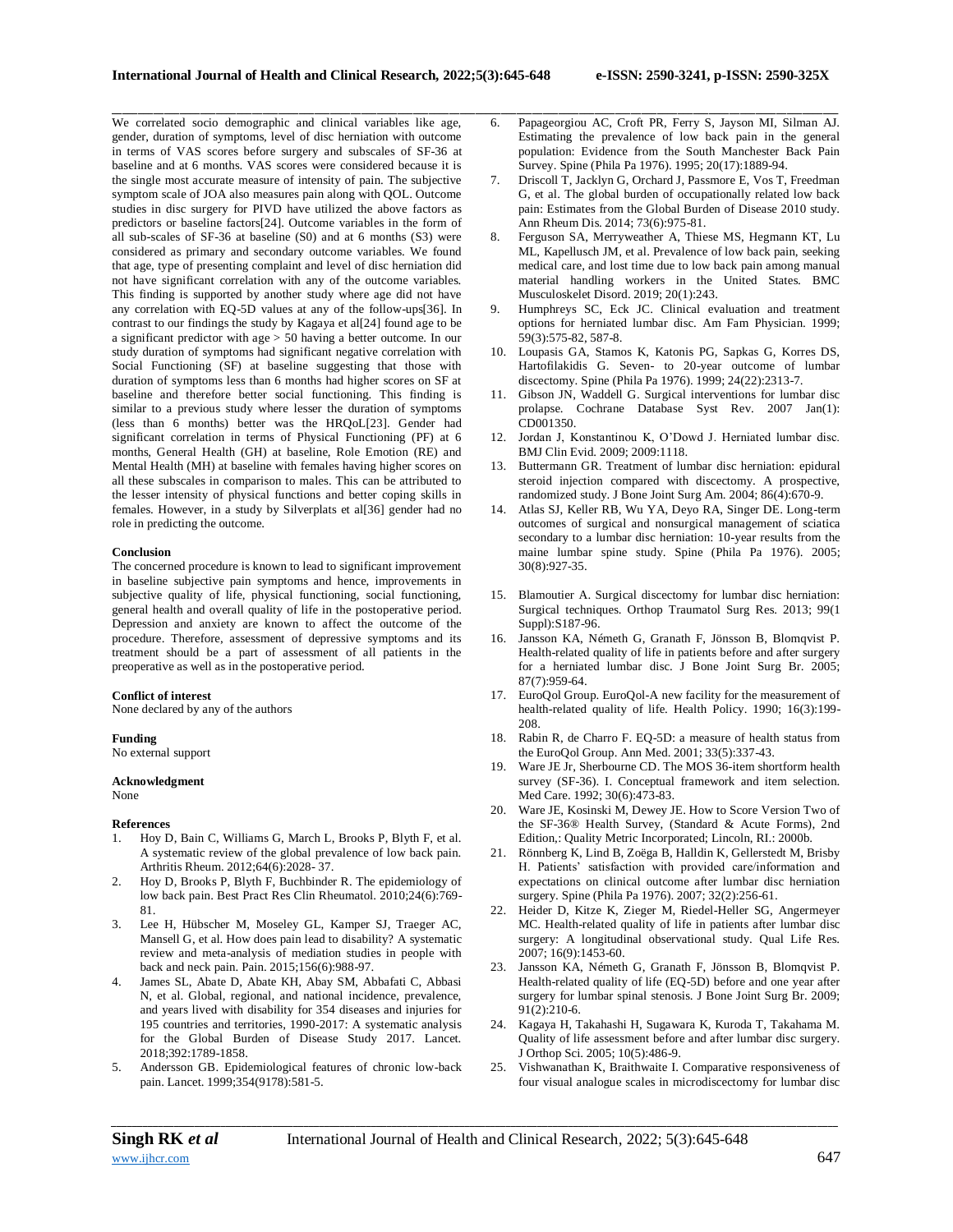We correlated socio demographic and clinical variables like age, gender, duration of symptoms, level of disc herniation with outcome in terms of VAS scores before surgery and subscales of SF-36 at baseline and at 6 months. VAS scores were considered because it is the single most accurate measure of intensity of pain. The subjective symptom scale of JOA also measures pain along with QOL. Outcome studies in disc surgery for PIVD have utilized the above factors as predictors or baseline factors[24]. Outcome variables in the form of all sub-scales of SF-36 at baseline (S0) and at 6 months (S3) were considered as primary and secondary outcome variables. We found that age, type of presenting complaint and level of disc herniation did not have significant correlation with any of the outcome variables. This finding is supported by another study where age did not have any correlation with EQ-5D values at any of the follow-ups[36]. In contrast to our findings the study by Kagaya et al[24] found age to be a significant predictor with age > 50 having a better outcome. In our study duration of symptoms had significant negative correlation with Social Functioning (SF) at baseline suggesting that those with duration of symptoms less than 6 months had higher scores on SF at baseline and therefore better social functioning. This finding is similar to a previous study where lesser the duration of symptoms (less than 6 months) better was the HRQoL[23]. Gender had significant correlation in terms of Physical Functioning (PF) at 6 months, General Health (GH) at baseline, Role Emotion (RE) and Mental Health (MH) at baseline with females having higher scores on all these subscales in comparison to males. This can be attributed to the lesser intensity of physical functions and better coping skills in females. However, in a study by Silverplats et al[36] gender had no role in predicting the outcome.

#### Conclusion

The concerned procedure is known to lead to significant improvement in baseline subjective pain symptoms and hence, improvements in subjective quality of life, physical functioning, social functioning, general health and overall quality of life in the postoperative period. Depression and anxiety are known to affect the outcome of the procedure. Therefore, assessment of depressive symptoms and its treatment should be a part of assessment of all patients in the preoperative as well as in the postoperative period.

#### Conflict of interest

None declared by any of the authors

#### Funding

No external support

#### Acknowledgment

None

#### References

1. Hoy D, Bain C, Williams G, March L, Brooks P, Blyth F, et al. A systematic review of the global prevalence of low back pain. Arthritis Rheum. 2012;64(6):2028- 37.
2. Hoy D, Brooks P, Blyth F, Buchbinder R. The epidemiology of low back pain. Best Pract Res Clin Rheumatol. 2010;24(6):769-81.
3. Lee H, Hübscher M, Moseley GL, Kamper SJ, Traeger AC, Mansell G, et al. How does pain lead to disability? A systematic review and meta-analysis of mediation studies in people with back and neck pain. Pain. 2015;156(6):988-97.
4. James SL, Abate D, Abate KH, Abay SM, Abbafati C, Abbasi N, et al. Global, regional, and national incidence, prevalence, and years lived with disability for 354 diseases and injuries for 195 countries and territories, 1990-2017: A systematic analysis for the Global Burden of Disease Study 2017. Lancet. 2018;392:1789-1858.
5. Andersson GB. Epidemiological features of chronic low-back pain. Lancet. 1999;354(9178):581-5.
6. Papageorgiou AC, Croft PR, Ferry S, Jayson MI, Silman AJ. Estimating the prevalence of low back pain in the general population: Evidence from the South Manchester Back Pain Survey. Spine (Phila Pa 1976). 1995; 20(17):1889-94.
7. Driscoll T, Jacklyn G, Orchard J, Passmore E, Vos T, Freedman G, et al. The global burden of occupationally related low back pain: Estimates from the Global Burden of Disease 2010 study. Ann Rheum Dis. 2014; 73(6):975-81.
8. Ferguson SA, Merryweather A, Thiese MS, Hegmann KT, Lu ML, Kapellusch JM, et al. Prevalence of low back pain, seeking medical care, and lost time due to low back pain among manual material handling workers in the United States. BMC Musculoskelet Disord. 2019; 20(1):243.
9. Humphreys SC, Eck JC. Clinical evaluation and treatment options for herniated lumbar disc. Am Fam Physician. 1999; 59(3):575-82, 587-8.
10. Loupasis GA, Stamos K, Katonis PG, Sapkas G, Korres DS, Hartofilakidis G. Seven- to 20-year outcome of lumbar discectomy. Spine (Phila Pa 1976). 1999; 24(22):2313-7.
11. Gibson JN, Waddell G. Surgical interventions for lumbar disc prolapse. Cochrane Database Syst Rev. 2007 Jan(1): CD001350.
12. Jordan J, Konstantinou K, O'Dowd J. Herniated lumbar disc. BMJ Clin Evid. 2009; 2009:1118.
13. Buttermann GR. Treatment of lumbar disc herniation: epidural steroid injection compared with discectomy. A prospective, randomized study. J Bone Joint Surg Am. 2004; 86(4):670-9.
14. Atlas SJ, Keller RB, Wu YA, Deyo RA, Singer DE. Long-term outcomes of surgical and nonsurgical management of sciatica secondary to a lumbar disc herniation: 10-year results from the maine lumbar spine study. Spine (Phila Pa 1976). 2005; 30(8):927-35.
15. Blamoutier A. Surgical discectomy for lumbar disc herniation: Surgical techniques. Orthop Traumatol Surg Res. 2013; 99(1 Suppl):S187-96.
16. Jansson KA, Németh G, Granath F, Jönsson B, Blomqvist P. Health-related quality of life in patients before and after surgery for a herniated lumbar disc. J Bone Joint Surg Br. 2005; 87(7):959-64.
17. EuroQol Group. EuroQol-A new facility for the measurement of health-related quality of life. Health Policy. 1990; 16(3):199-208.
18. Rabin R, de Charro F. EQ-5D: a measure of health status from the EuroQol Group. Ann Med. 2001; 33(5):337-43.
19. Ware JE Jr, Sherbourne CD. The MOS 36-item shortform health survey (SF-36). I. Conceptual framework and item selection. Med Care. 1992; 30(6):473-83.
20. Ware JE, Kosinski M, Dewey JE. How to Score Version Two of the SF-36® Health Survey, (Standard & Acute Forms), 2nd Edition,: Quality Metric Incorporated; Lincoln, RI.: 2000b.
21. Rönnberg K, Lind B, Zoëga B, Halldin K, Gellerstedt M, Brisby H. Patients' satisfaction with provided care/information and expectations on clinical outcome after lumbar disc herniation surgery. Spine (Phila Pa 1976). 2007; 32(2):256-61.
22. Heider D, Kitze K, Zieger M, Riedel-Heller SG, Angermeyer MC. Health-related quality of life in patients after lumbar disc surgery: A longitudinal observational study. Qual Life Res. 2007; 16(9):1453-60.
23. Jansson KA, Németh G, Granath F, Jönsson B, Blomqvist P. Health-related quality of life (EQ-5D) before and one year after surgery for lumbar spinal stenosis. J Bone Joint Surg Br. 2009; 91(2):210-6.
24. Kagaya H, Takahashi H, Sugawara K, Kuroda T, Takahama M. Quality of life assessment before and after lumbar disc surgery. J Orthop Sci. 2005; 10(5):486-9.
25. Vishwanathan K, Braithwaite I. Comparative responsiveness of four visual analogue scales in microdiscectomy for lumbar disc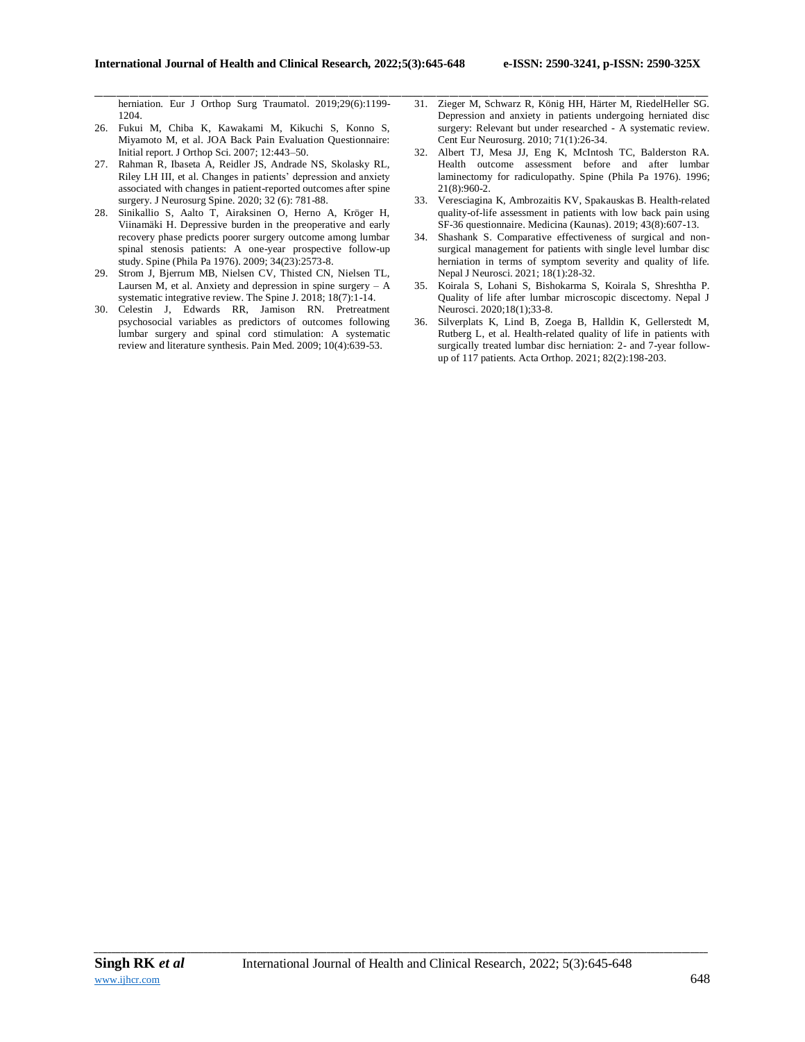herniation. Eur J Orthop Surg Traumatol. 2019;29(6):1199-1204.

26. Fukui M, Chiba K, Kawakami M, Kikuchi S, Konno S, Miyamoto M, et al. JOA Back Pain Evaluation Questionnaire: Initial report. J Orthop Sci. 2007; 12:443–50.
27. Rahman R, Ibaseta A, Reidler JS, Andrade NS, Skolasky RL, Riley LH III, et al. Changes in patients' depression and anxiety associated with changes in patient-reported outcomes after spine surgery. J Neurosurg Spine. 2020; 32 (6): 781-88.
28. Sinikallio S, Aalto T, Airaksinen O, Herno A, Kröger H, Viinamäki H. Depressive burden in the preoperative and early recovery phase predicts poorer surgery outcome among lumbar spinal stenosis patients: A one-year prospective follow-up study. Spine (Phila Pa 1976). 2009; 34(23):2573-8.
29. Strom J, Bjerrum MB, Nielsen CV, Thisted CN, Nielsen TL, Laursen M, et al. Anxiety and depression in spine surgery – A systematic integrative review. The Spine J. 2018; 18(7):1-14.
30. Celestin J, Edwards RR, Jamison RN. Pretreatment psychosocial variables as predictors of outcomes following lumbar surgery and spinal cord stimulation: A systematic review and literature synthesis. Pain Med. 2009; 10(4):639-53.
31. Zieger M, Schwarz R, König HH, Härter M, RiedelHeller SG. Depression and anxiety in patients undergoing herniated disc surgery: Relevant but under researched - A systematic review. Cent Eur Neurosurg. 2010; 71(1):26-34.
32. Albert TJ, Mesa JJ, Eng K, McIntosh TC, Balderston RA. Health outcome assessment before and after lumbar laminectomy for radiculopathy. Spine (Phila Pa 1976). 1996; 21(8):960-2.
33. Veresciagina K, Ambrozaitis KV, Spakauskas B. Health-related quality-of-life assessment in patients with low back pain using SF-36 questionnaire. Medicina (Kaunas). 2019; 43(8):607-13.
34. Shashank S. Comparative effectiveness of surgical and non-surgical management for patients with single level lumbar disc herniation in terms of symptom severity and quality of life. Nepal J Neurosci. 2021; 18(1):28-32.
35. Koirala S, Lohani S, Bishokarma S, Koirala S, Shreshtha P. Quality of life after lumbar microscopic discectomy. Nepal J Neurosci. 2020;18(1);33-8.
36. Silverplats K, Lind B, Zoega B, Halldin K, Gellerstedt M, Rutberg L, et al. Health-related quality of life in patients with surgically treated lumbar disc herniation: 2- and 7-year follow-up of 117 patients. Acta Orthop. 2021; 82(2):198-203.